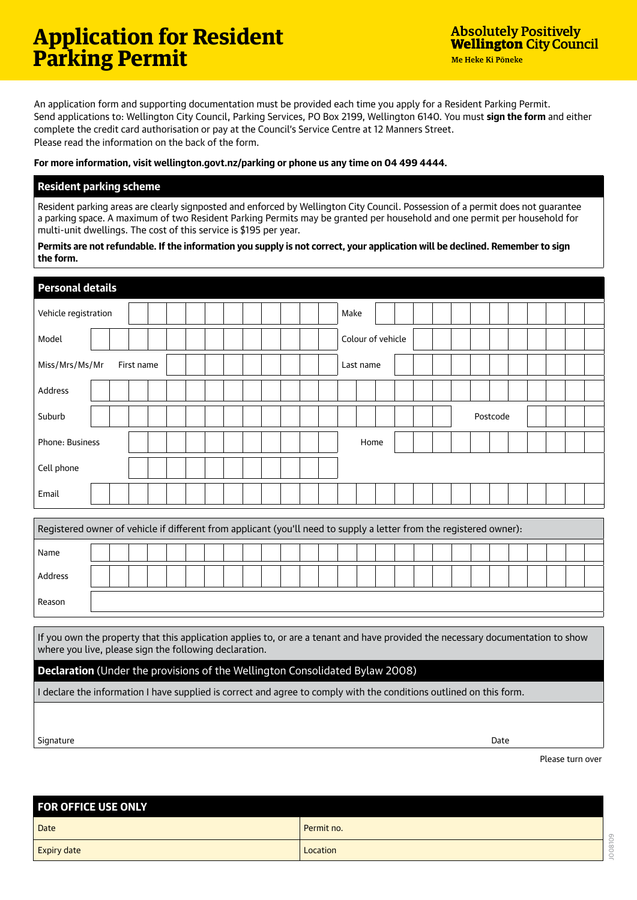# Application for Resident Parking Permit

**Absolutely Positively Wellington City Council**
Me Heke Ki Pōneke

An application form and supporting documentation must be provided each time you apply for a Resident Parking Permit. Send applications to: Wellington City Council, Parking Services, PO Box 2199, Wellington 6140. You must **sign the form** and either complete the credit card authorisation or pay at the Council's Service Centre at 12 Manners Street.
Please read the information on the back of the form.

**For more information, visit wellington.govt.nz/parking or phone us any time on 04 499 4444.**

## Resident parking scheme

Resident parking areas are clearly signposted and enforced by Wellington City Council. Possession of a permit does not guarantee a parking space. A maximum of two Resident Parking Permits may be granted per household and one permit per household for multi-unit dwellings. The cost of this service is $195 per year.

**Permits are not refundable. If the information you supply is not correct, your application will be declined. Remember to sign the form.**

## Personal details

| | | | |
|---|---|---|---|
| Vehicle registration | | Make | |
| Model | | Colour of vehicle | |
| Miss/Mrs/Ms/Mr First name | | Last name | |
| Address | | | |
| Suburb | | Postcode | |
| Phone: Business | | Home | |
| Cell phone | | | |
| Email | | | |

Registered owner of vehicle if different from applicant (you'll need to supply a letter from the registered owner):

| | |
|---|---|
| Name | |
| Address | |
| Reason | |

If you own the property that this application applies to, or are a tenant and have provided the necessary documentation to show where you live, please sign the following declaration.

**Declaration** (Under the provisions of the Wellington Consolidated Bylaw 2008)

I declare the information I have supplied is correct and agree to comply with the conditions outlined on this form.

Signature Date

Please turn over

| FOR OFFICE USE ONLY | |
|---|---|
| Date | Permit no. |
| Expiry date | Location |

J008109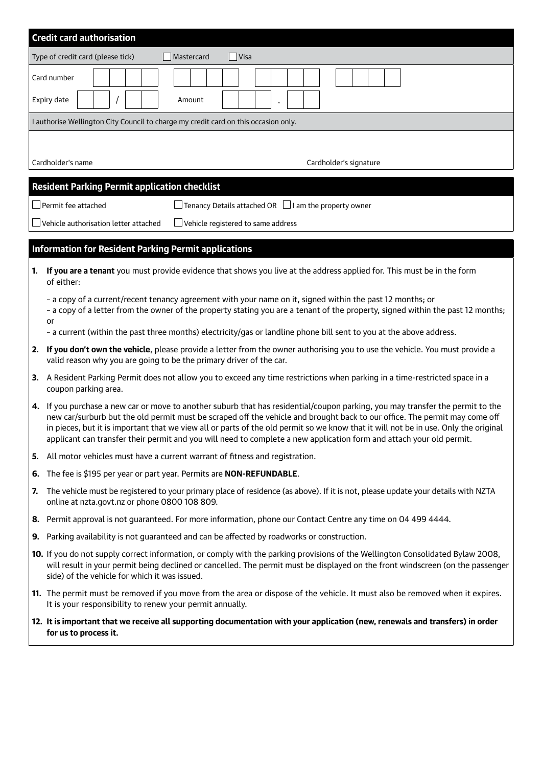## Credit card authorisation

Type of credit card (please tick) ☐ Mastercard ☐ Visa

Card number

Expiry date / Amount .

I authorise Wellington City Council to charge my credit card on this occasion only.

Cardholder's name Cardholder's signature

## Resident Parking Permit application checklist

☐ Permit fee attached ☐ Tenancy Details attached OR ☐ I am the property owner

☐ Vehicle authorisation letter attached ☐ Vehicle registered to same address

## Information for Resident Parking Permit applications

1. **If you are a tenant** you must provide evidence that shows you live at the address applied for. This must be in the form of either:

   - a copy of a current/recent tenancy agreement with your name on it, signed within the past 12 months; or
   - a copy of a letter from the owner of the property stating you are a tenant of the property, signed within the past 12 months; or
   - a current (within the past three months) electricity/gas or landline phone bill sent to you at the above address.

2. **If you don't own the vehicle**, please provide a letter from the owner authorising you to use the vehicle. You must provide a valid reason why you are going to be the primary driver of the car.

3. A Resident Parking Permit does not allow you to exceed any time restrictions when parking in a time-restricted space in a coupon parking area.

4. If you purchase a new car or move to another suburb that has residential/coupon parking, you may transfer the permit to the new car/surburb but the old permit must be scraped off the vehicle and brought back to our office. The permit may come off in pieces, but it is important that we view all or parts of the old permit so we know that it will not be in use. Only the original applicant can transfer their permit and you will need to complete a new application form and attach your old permit.

5. All motor vehicles must have a current warrant of fitness and registration.

6. The fee is $195 per year or part year. Permits are **NON-REFUNDABLE**.

7. The vehicle must be registered to your primary place of residence (as above). If it is not, please update your details with NZTA online at nzta.govt.nz or phone 0800 108 809.

8. Permit approval is not guaranteed. For more information, phone our Contact Centre any time on 04 499 4444.

9. Parking availability is not guaranteed and can be affected by roadworks or construction.

10. If you do not supply correct information, or comply with the parking provisions of the Wellington Consolidated Bylaw 2008, will result in your permit being declined or cancelled. The permit must be displayed on the front windscreen (on the passenger side) of the vehicle for which it was issued.

11. The permit must be removed if you move from the area or dispose of the vehicle. It must also be removed when it expires. It is your responsibility to renew your permit annually.

12. **It is important that we receive all supporting documentation with your application (new, renewals and transfers) in order for us to process it.**